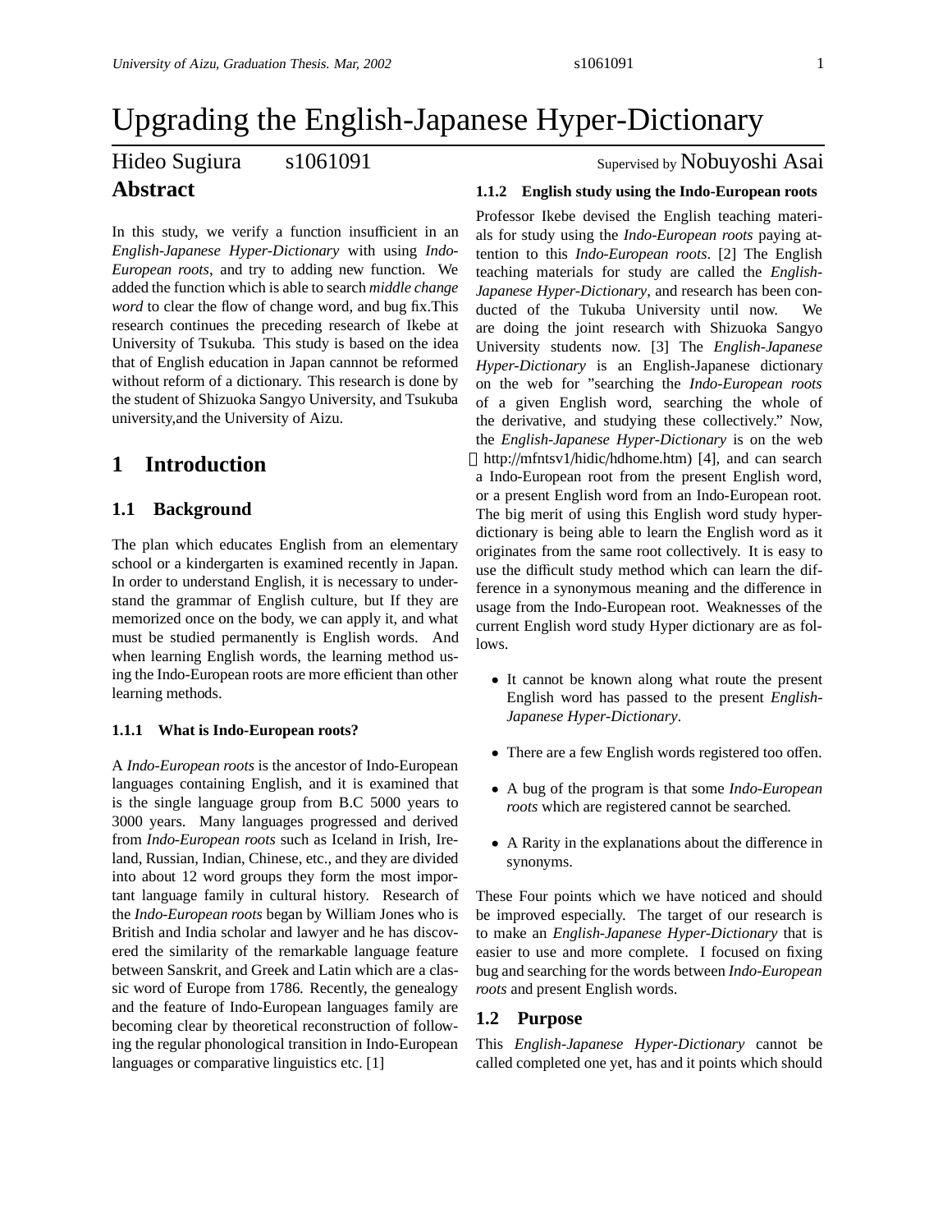# Upgrading the English-Japanese Hyper-Dictionary

Hideo Sugiura　　s1061091　　Supervised by Nobuyoshi Asai

## Abstract

In this study, we verify a function insufficient in an *English-Japanese Hyper-Dictionary* with using *Indo-European roots*, and try to adding new function. We added the function which is able to search *middle change word* to clear the flow of change word, and bug fix.This research continues the preceding research of Ikebe at University of Tsukuba. This study is based on the idea that of English education in Japan cannnot be reformed without reform of a dictionary. This research is done by the student of Shizuoka Sangyo University, and Tsukuba university,and the University of Aizu.

## 1 Introduction

### 1.1 Background

The plan which educates English from an elementary school or a kindergarten is examined recently in Japan. In order to understand English, it is necessary to understand the grammar of English culture, but If they are memorized once on the body, we can apply it, and what must be studied permanently is English words. And when learning English words, the learning method using the Indo-European roots are more efficient than other learning methods.

#### 1.1.1 What is Indo-European roots?

A *Indo-European roots* is the ancestor of Indo-European languages containing English, and it is examined that is the single language group from B.C 5000 years to 3000 years. Many languages progressed and derived from *Indo-European roots* such as Iceland in Irish, Ireland, Russian, Indian, Chinese, etc., and they are divided into about 12 word groups they form the most important language family in cultural history. Research of the *Indo-European roots* began by William Jones who is British and India scholar and lawyer and he has discovered the similarity of the remarkable language feature between Sanskrit, and Greek and Latin which are a classic word of Europe from 1786. Recently, the genealogy and the feature of Indo-European languages family are becoming clear by theoretical reconstruction of following the regular phonological transition in Indo-European languages or comparative linguistics etc. [1]

#### 1.1.2 English study using the Indo-European roots

Professor Ikebe devised the English teaching materials for study using the *Indo-European roots* paying attention to this *Indo-European roots*. [2] The English teaching materials for study are called the *English-Japanese Hyper-Dictionary*, and research has been conducted of the Tukuba University until now. We are doing the joint research with Shizuoka Sangyo University students now. [3] The *English-Japanese Hyper-Dictionary* is an English-Japanese dictionary on the web for "searching the *Indo-European roots* of a given English word, searching the whole of the derivative, and studying these collectively." Now, the *English-Japanese Hyper-Dictionary* is on the web (http://mfntsv1/hidic/hdhome.htm) [4], and can search a Indo-European root from the present English word, or a present English word from an Indo-European root. The big merit of using this English word study hyper-dictionary is being able to learn the English word as it originates from the same root collectively. It is easy to use the difficult study method which can learn the difference in a synonymous meaning and the difference in usage from the Indo-European root. Weaknesses of the current English word study Hyper dictionary are as follows.

- It cannot be known along what route the present English word has passed to the present *English-Japanese Hyper-Dictionary*.
- There are a few English words registered too offen.
- A bug of the program is that some *Indo-European roots* which are registered cannot be searched.
- A Rarity in the explanations about the difference in synonyms.

These Four points which we have noticed and should be improved especially. The target of our research is to make an *English-Japanese Hyper-Dictionary* that is easier to use and more complete. I focused on fixing bug and searching for the words between *Indo-European roots* and present English words.

### 1.2 Purpose

This *English-Japanese Hyper-Dictionary* cannot be called completed one yet, has and it points which should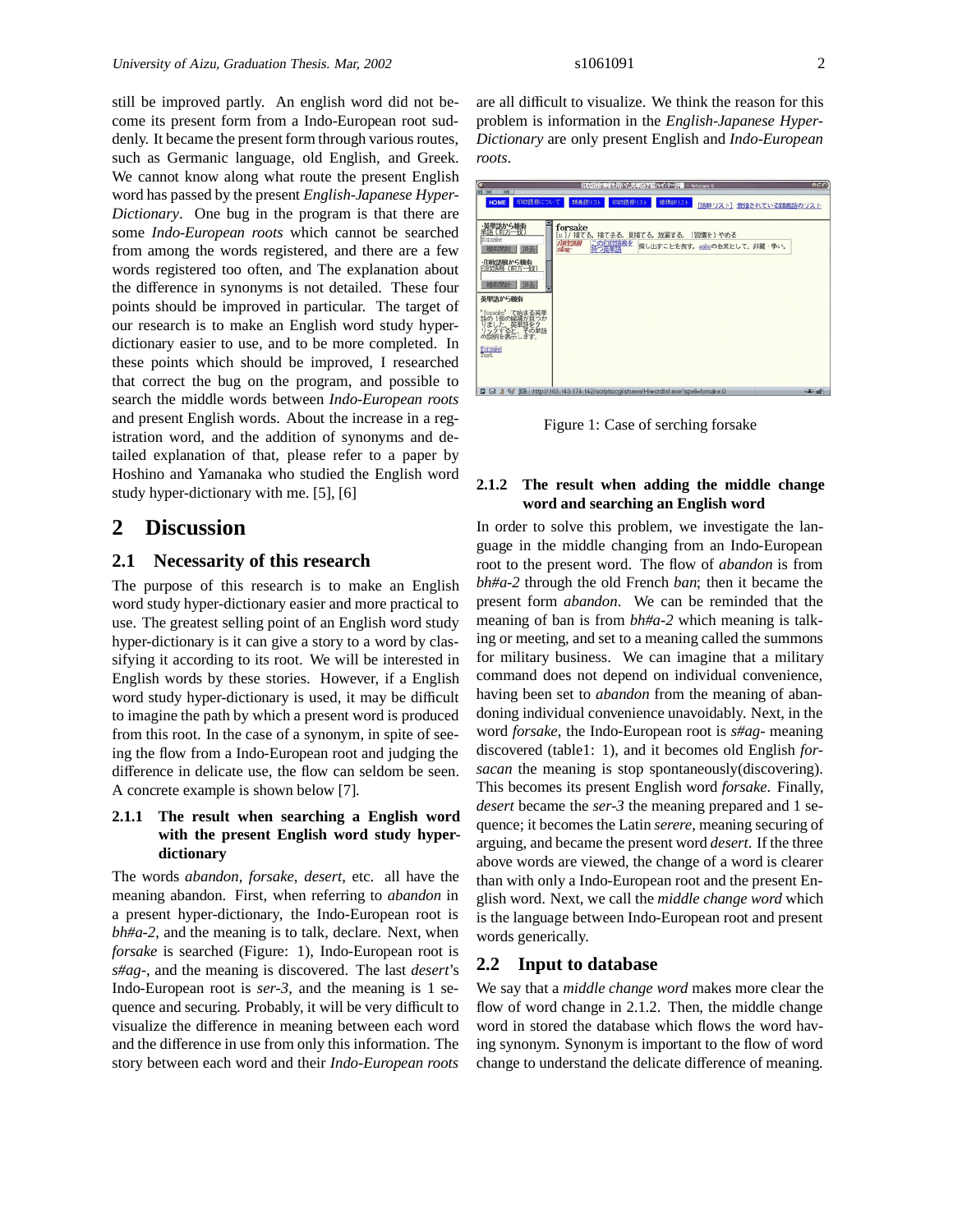still be improved partly. An english word did not become its present form from a Indo-European root suddenly. It became the present form through various routes, such as Germanic language, old English, and Greek. We cannot know along what route the present English word has passed by the present *English-Japanese Hyper-Dictionary*. One bug in the program is that there are some *Indo-European roots* which cannot be searched from among the words registered, and there are a few words registered too often, and The explanation about the difference in synonyms is not detailed. These four points should be improved in particular. The target of our research is to make an English word study hyper-dictionary easier to use, and to be more completed. In these points which should be improved, I researched that correct the bug on the program, and possible to search the middle words between *Indo-European roots* and present English words. About the increase in a registration word, and the addition of synonyms and detailed explanation of that, please refer to a paper by Hoshino and Yamanaka who studied the English word study hyper-dictionary with me. [5], [6]

# 2 Discussion

## 2.1 Necessarity of this research

The purpose of this research is to make an English word study hyper-dictionary easier and more practical to use. The greatest selling point of an English word study hyper-dictionary is it can give a story to a word by classifying it according to its root. We will be interested in English words by these stories. However, if a English word study hyper-dictionary is used, it may be difficult to imagine the path by which a present word is produced from this root. In the case of a synonym, in spite of seeing the flow from a Indo-European root and judging the difference in delicate use, the flow can seldom be seen. A concrete example is shown below [7].

### 2.1.1 The result when searching a English word with the present English word study hyper-dictionary

The words *abandon*, *forsake*, *desert*, etc. all have the meaning abandon. First, when referring to *abandon* in a present hyper-dictionary, the Indo-European root is *bh#a-2*, and the meaning is to talk, declare. Next, when *forsake* is searched (Figure: 1), Indo-European root is *s#ag-*, and the meaning is discovered. The last *desert*'s Indo-European root is *ser-3*, and the meaning is 1 sequence and securing. Probably, it will be very difficult to visualize the difference in meaning between each word and the difference in use from only this information. The story between each word and their *Indo-European roots* are all difficult to visualize. We think the reason for this problem is information in the *English-Japanese Hyper-Dictionary* are only present English and *Indo-European roots*.

Figure 1: Case of serching forsake

### 2.1.2 The result when adding the middle change word and searching an English word

In order to solve this problem, we investigate the language in the middle changing from an Indo-European root to the present word. The flow of *abandon* is from *bh#a-2* through the old French *ban*; then it became the present form *abandon*. We can be reminded that the meaning of ban is from *bh#a-2* which meaning is talking or meeting, and set to a meaning called the summons for military business. We can imagine that a military command does not depend on individual convenience, having been set to *abandon* from the meaning of abandoning individual convenience unavoidably. Next, in the word *forsake*, the Indo-European root is *s#ag-* meaning discovered (table1: 1), and it becomes old English *forsacan* the meaning is stop spontaneously(discovering). This becomes its present English word *forsake*. Finally, *desert* became the *ser-3* the meaning prepared and 1 sequence; it becomes the Latin *serere*, meaning securing of arguing, and became the present word *desert*. If the three above words are viewed, the change of a word is clearer than with only a Indo-European root and the present English word. Next, we call the *middle change word* which is the language between Indo-European root and present words generically.

## 2.2 Input to database

We say that a *middle change word* makes more clear the flow of word change in 2.1.2. Then, the middle change word in stored the database which flows the word having synonym. Synonym is important to the flow of word change to understand the delicate difference of meaning.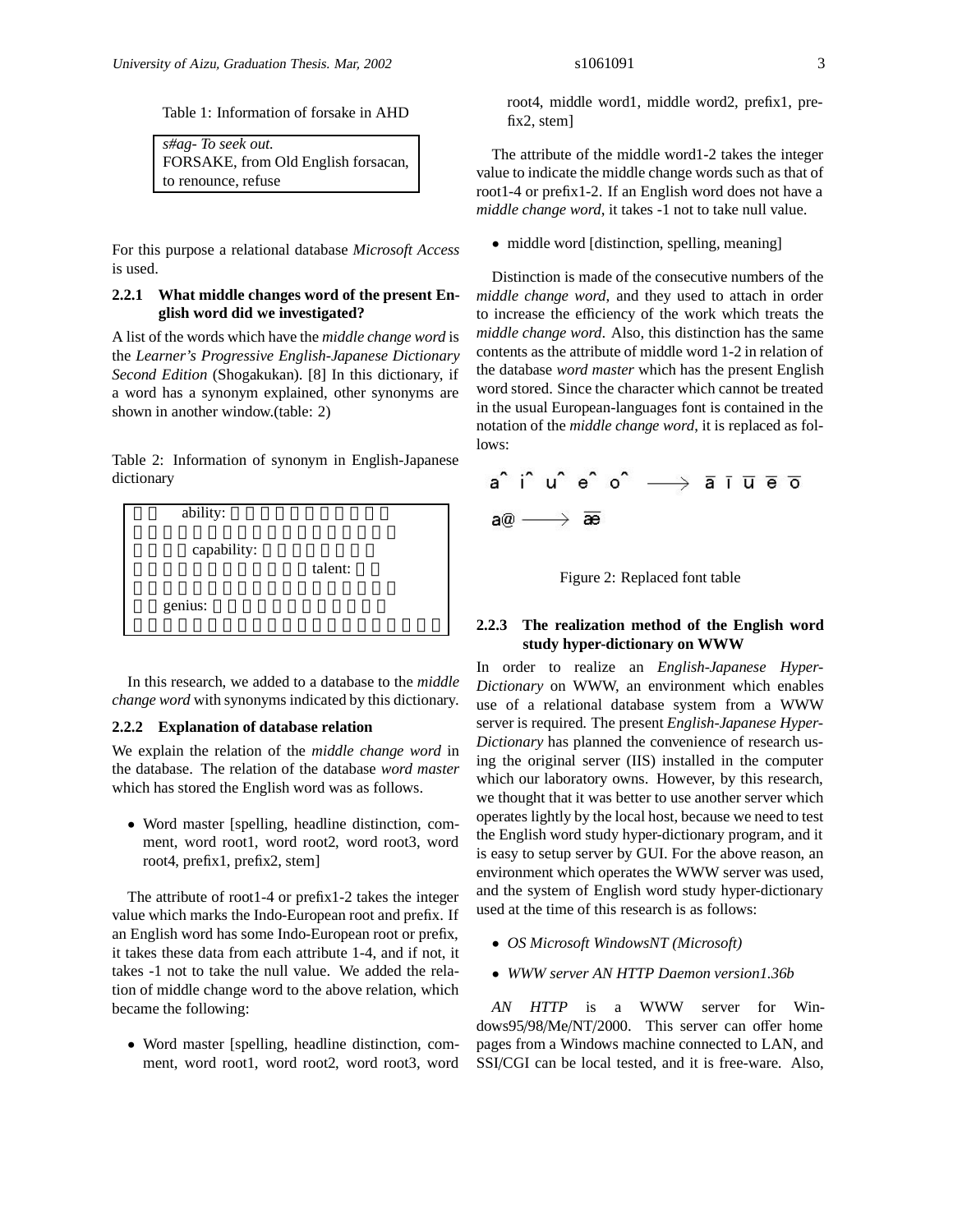Table 1: Information of forsake in AHD

| *s#ag- To seek out.* FORSAKE, from Old English forsacan, to renounce, refuse |
|---|

For this purpose a relational database *Microsoft Access* is used.

#### 2.2.1 What middle changes word of the present English word did we investigated?

A list of the words which have the *middle change word* is the *Learner's Progressive English-Japanese Dictionary Second Edition* (Shogakukan). [8] In this dictionary, if a word has a synonym explained, other synonyms are shown in another window.(table: 2)

Table 2: Information of synonym in English-Japanese dictionary

| ability: capability: talent: genius: |
|---|

In this research, we added to a database to the *middle change word* with synonyms indicated by this dictionary.

#### 2.2.2 Explanation of database relation

We explain the relation of the *middle change word* in the database. The relation of the database *word master* which has stored the English word was as follows.

- Word master [spelling, headline distinction, comment, word root1, word root2, word root3, word root4, prefix1, prefix2, stem]

The attribute of root1-4 or prefix1-2 takes the integer value which marks the Indo-European root and prefix. If an English word has some Indo-European root or prefix, it takes these data from each attribute 1-4, and if not, it takes -1 not to take the null value. We added the relation of middle change word to the above relation, which became the following:

- Word master [spelling, headline distinction, comment, word root1, word root2, word root3, word root4, middle word1, middle word2, prefix1, prefix2, stem]

The attribute of the middle word1-2 takes the integer value to indicate the middle change words such as that of root1-4 or prefix1-2. If an English word does not have a *middle change word*, it takes -1 not to take null value.

- middle word [distinction, spelling, meaning]

Distinction is made of the consecutive numbers of the *middle change word*, and they used to attach in order to increase the efficiency of the work which treats the *middle change word*. Also, this distinction has the same contents as the attribute of middle word 1-2 in relation of the database *word master* which has the present English word stored. Since the character which cannot be treated in the usual European-languages font is contained in the notation of the *middle change word*, it is replaced as follows:

a^ i^ u^ e^ o^ ⟶ ā ī ū ē ō

a@ ⟶ ǣ

Figure 2: Replaced font table

#### 2.2.3 The realization method of the English word study hyper-dictionary on WWW

In order to realize an *English-Japanese Hyper-Dictionary* on WWW, an environment which enables use of a relational database system from a WWW server is required. The present *English-Japanese Hyper-Dictionary* has planned the convenience of research using the original server (IIS) installed in the computer which our laboratory owns. However, by this research, we thought that it was better to use another server which operates lightly by the local host, because we need to test the English word study hyper-dictionary program, and it is easy to setup server by GUI. For the above reason, an environment which operates the WWW server was used, and the system of English word study hyper-dictionary used at the time of this research is as follows:

- *OS Microsoft WindowsNT (Microsoft)*
- *WWW server AN HTTP Daemon version1.36b*

*AN HTTP* is a WWW server for Windows95/98/Me/NT/2000. This server can offer home pages from a Windows machine connected to LAN, and SSI/CGI can be local tested, and it is free-ware. Also,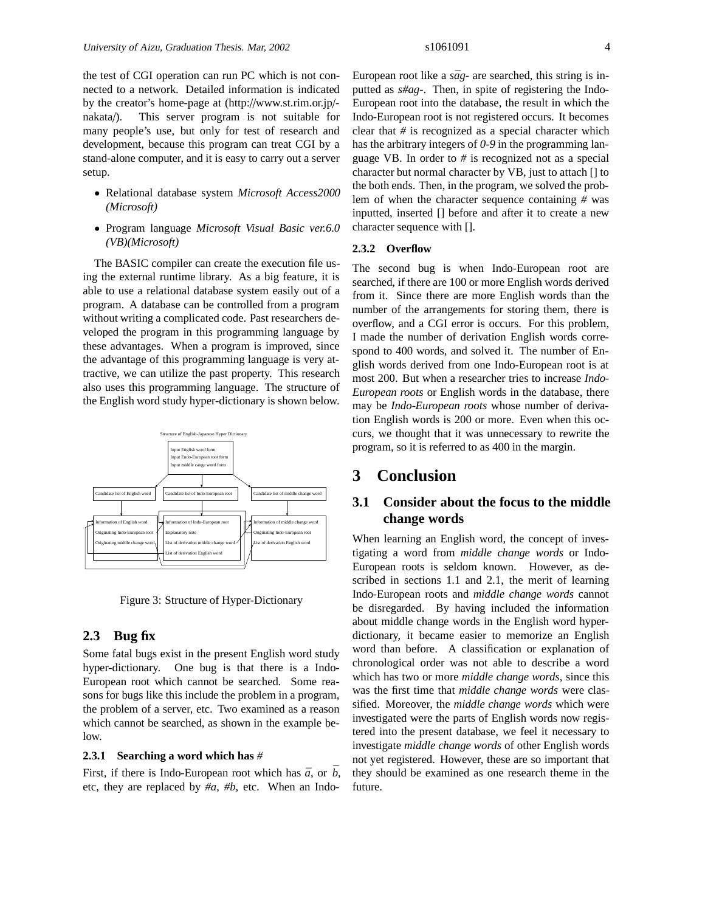the test of CGI operation can run PC which is not connected to a network. Detailed information is indicated by the creator's home-page at (http://www.st.rim.or.jp/-nakata/). This server program is not suitable for many people's use, but only for test of research and development, because this program can treat CGI by a stand-alone computer, and it is easy to carry out a server setup.

- Relational database system *Microsoft Access2000 (Microsoft)*
- Program language *Microsoft Visual Basic ver.6.0 (VB)(Microsoft)*

The BASIC compiler can create the execution file using the external runtime library. As a big feature, it is able to use a relational database system easily out of a program. A database can be controlled from a program without writing a complicated code. Past researchers developed the program in this programming language by these advantages. When a program is improved, since the advantage of this programming language is very attractive, we can utilize the past property. This research also uses this programming language. The structure of the English word study hyper-dictionary is shown below.

Structure of English-Japanese Hyper Dictionary

Input English word form
Input Endo-European root form
Input middle cange word form

Candidate list of English word | Candidate list of Indo-European root | Candidate list of middle change word

Information of English word
Originating Indo-European root
Originating middle change word

Information of Indo-European root
Explanatory note
List of derivation middle change word
List of derivation English word

Information of middle change word
Originating Indo-European root
List of derivation English word

Figure 3: Structure of Hyper-Dictionary

## 2.3 Bug fix

Some fatal bugs exist in the present English word study hyper-dictionary. One bug is that there is a Indo-European root which cannot be searched. Some reasons for bugs like this include the problem in a program, the problem of a server, etc. Two examined as a reason which cannot be searched, as shown in the example below.

### 2.3.1 Searching a word which has #

First, if there is Indo-European root which has $\bar{a}$, or $\bar{b}$, etc, they are replaced by *#a*, *#b*, etc. When an Indo-European root like a *s$\bar{a}$g-* are searched, this string is inputted as *s#ag-*. Then, in spite of registering the Indo-European root into the database, the result in which the Indo-European root is not registered occurs. It becomes clear that # is recognized as a special character which has the arbitrary integers of *0-9* in the programming language VB. In order to # is recognized not as a special character but normal character by VB, just to attach [] to the both ends. Then, in the program, we solved the problem of when the character sequence containing # was inputted, inserted [] before and after it to create a new character sequence with [].

### 2.3.2 Overflow

The second bug is when Indo-European root are searched, if there are 100 or more English words derived from it. Since there are more English words than the number of the arrangements for storing them, there is overflow, and a CGI error is occurs. For this problem, I made the number of derivation English words correspond to 400 words, and solved it. The number of English words derived from one Indo-European root is at most 200. But when a researcher tries to increase *Indo-European roots* or English words in the database, there may be *Indo-European roots* whose number of derivation English words is 200 or more. Even when this occurs, we thought that it was unnecessary to rewrite the program, so it is referred to as 400 in the margin.

# 3 Conclusion

## 3.1 Consider about the focus to the middle change words

When learning an English word, the concept of investigating a word from *middle change words* or Indo-European roots is seldom known. However, as described in sections 1.1 and 2.1, the merit of learning Indo-European roots and *middle change words* cannot be disregarded. By having included the information about middle change words in the English word hyper-dictionary, it became easier to memorize an English word than before. A classification or explanation of chronological order was not able to describe a word which has two or more *middle change words*, since this was the first time that *middle change words* were classified. Moreover, the *middle change words* which were investigated were the parts of English words now registered into the present database, we feel it necessary to investigate *middle change words* of other English words not yet registered. However, these are so important that they should be examined as one research theme in the future.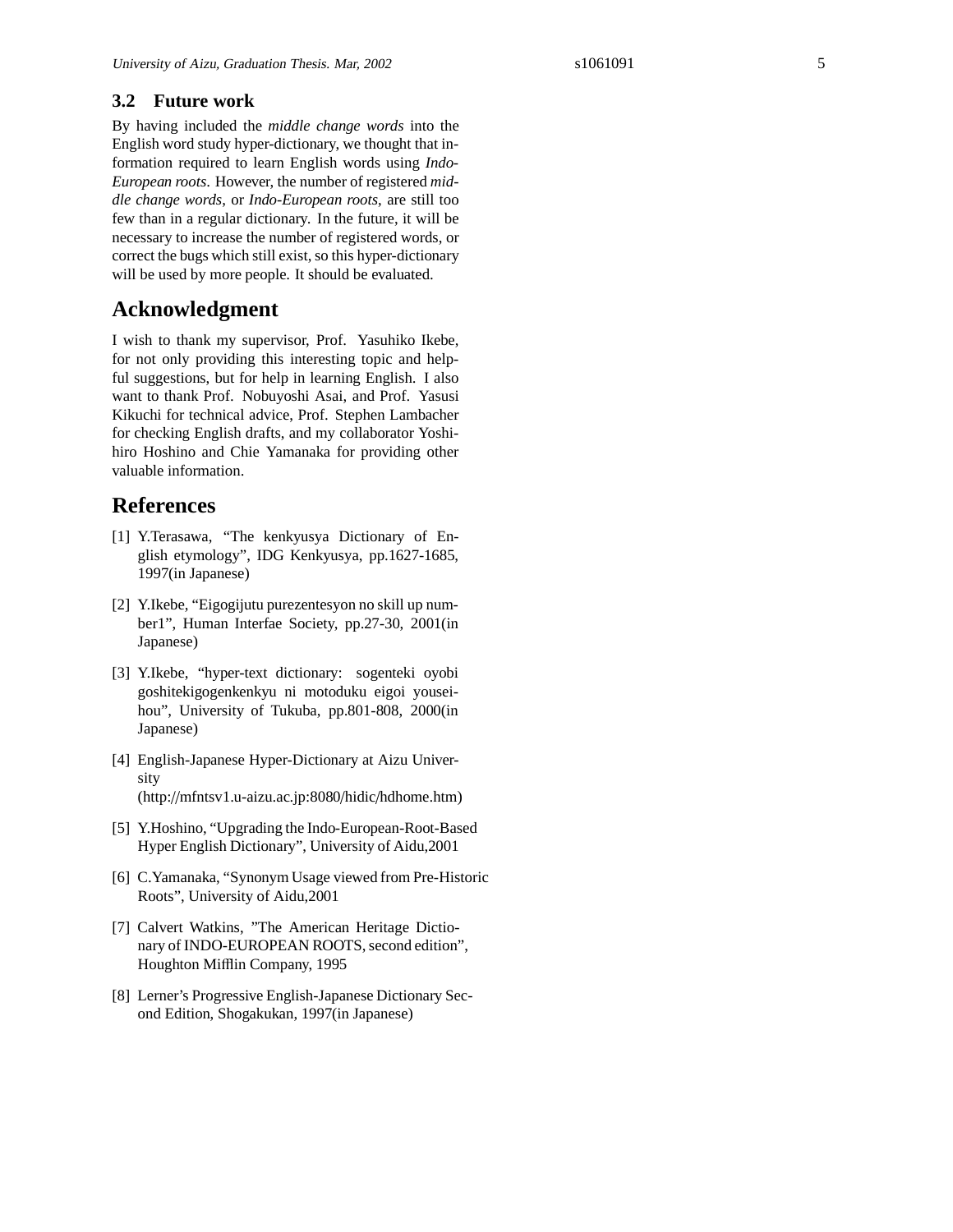### 3.2 Future work

By having included the *middle change words* into the English word study hyper-dictionary, we thought that information required to learn English words using *Indo-European roots*. However, the number of registered *middle change words*, or *Indo-European roots*, are still too few than in a regular dictionary. In the future, it will be necessary to increase the number of registered words, or correct the bugs which still exist, so this hyper-dictionary will be used by more people. It should be evaluated.

## Acknowledgment

I wish to thank my supervisor, Prof. Yasuhiko Ikebe, for not only providing this interesting topic and helpful suggestions, but for help in learning English. I also want to thank Prof. Nobuyoshi Asai, and Prof. Yasusi Kikuchi for technical advice, Prof. Stephen Lambacher for checking English drafts, and my collaborator Yoshihiro Hoshino and Chie Yamanaka for providing other valuable information.

## References

[1] Y.Terasawa, "The kenkyusya Dictionary of English etymology", IDG Kenkyusya, pp.1627-1685, 1997(in Japanese)

[2] Y.Ikebe, "Eigogijutu purezentesyon no skill up number1", Human Interfae Society, pp.27-30, 2001(in Japanese)

[3] Y.Ikebe, "hyper-text dictionary: sogenteki oyobi goshitekigogenkenkyu ni motoduku eigoi youseihou", University of Tukuba, pp.801-808, 2000(in Japanese)

[4] English-Japanese Hyper-Dictionary at Aizu University (http://mfntsv1.u-aizu.ac.jp:8080/hidic/hdhome.htm)

[5] Y.Hoshino, "Upgrading the Indo-European-Root-Based Hyper English Dictionary", University of Aidu,2001

[6] C.Yamanaka, "Synonym Usage viewed from Pre-Historic Roots", University of Aidu,2001

[7] Calvert Watkins, "The American Heritage Dictionary of INDO-EUROPEAN ROOTS, second edition", Houghton Mifflin Company, 1995

[8] Lerner's Progressive English-Japanese Dictionary Second Edition, Shogakukan, 1997(in Japanese)